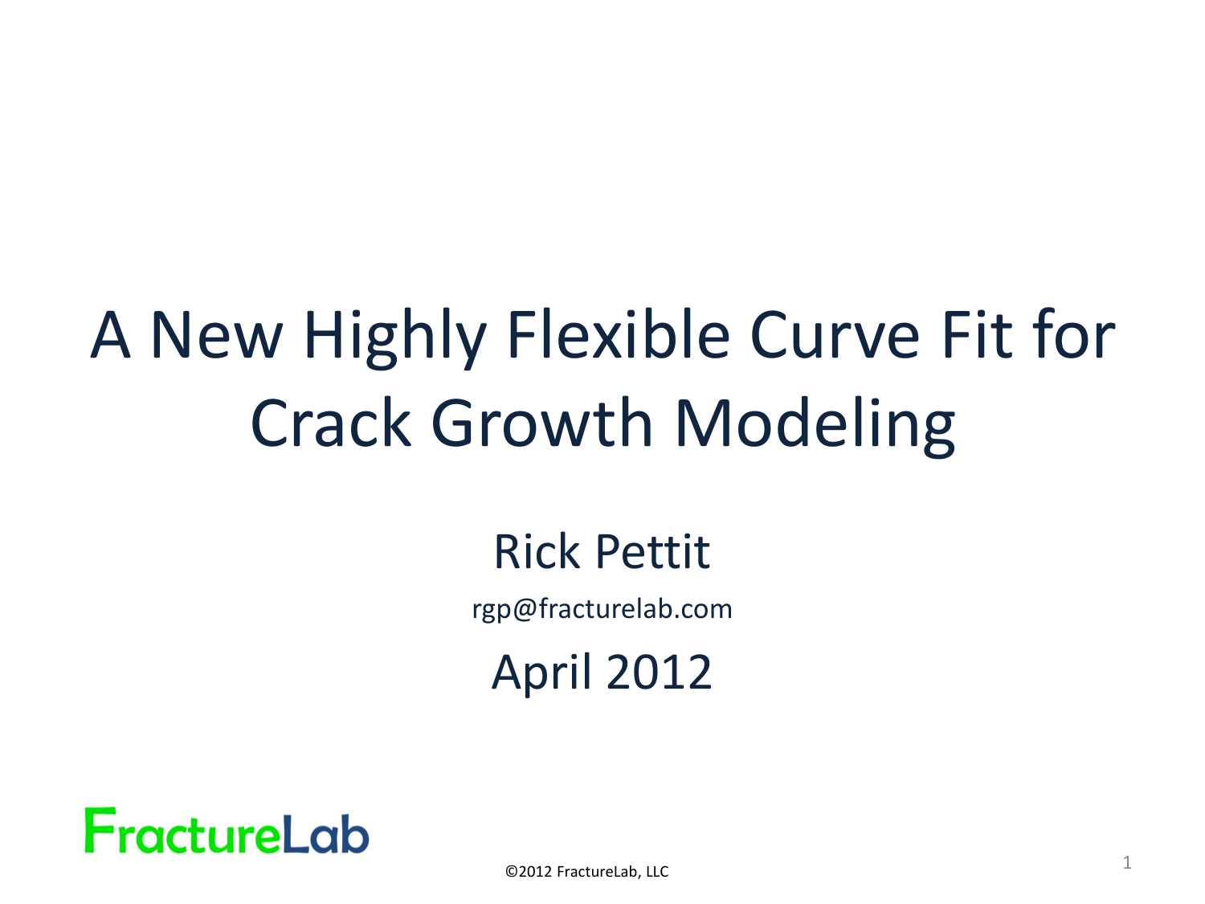# A New Highly Flexible Curve Fit for Crack Growth Modeling

Rick Pettit

rgp@fracturelab.com

April 2012

FractureLab

©2012 FractureLab, LLC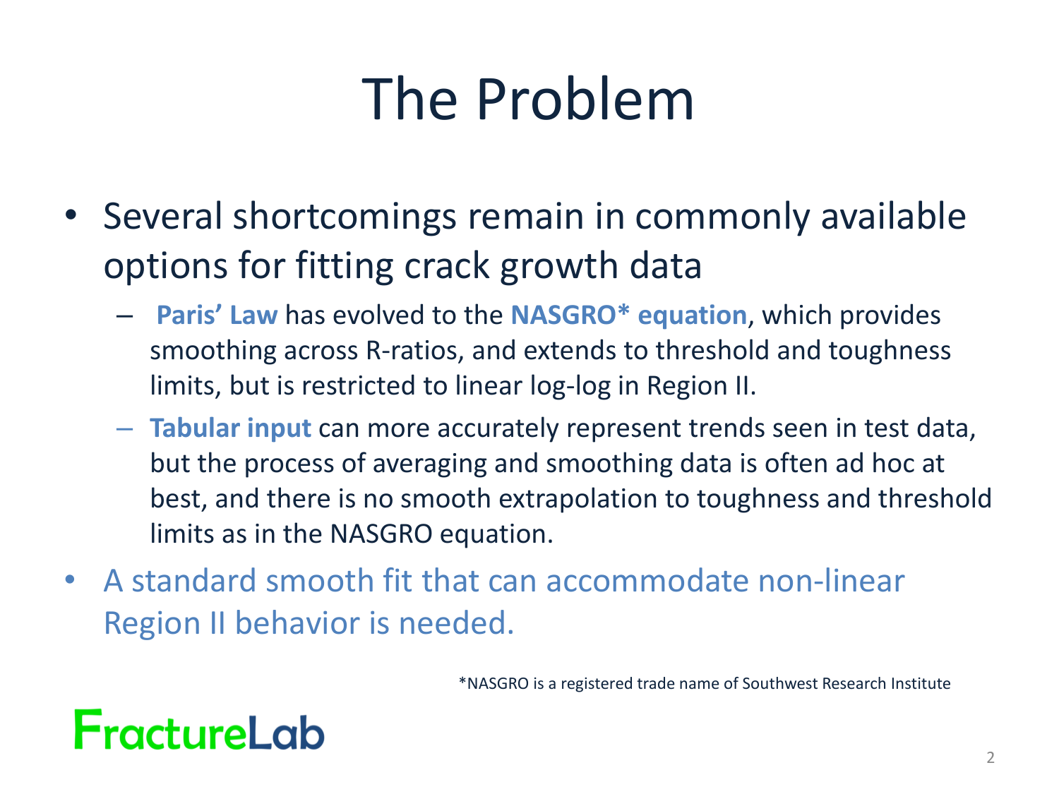# The Problem

- Several shortcomings remain in commonly available options for fitting crack growth data
  - **Paris' Law** has evolved to the **NASGRO* equation**, which provides smoothing across R-ratios, and extends to threshold and toughness limits, but is restricted to linear log-log in Region II.
  - **Tabular input** can more accurately represent trends seen in test data, but the process of averaging and smoothing data is often ad hoc at best, and there is no smooth extrapolation to toughness and threshold limits as in the NASGRO equation.
- A standard smooth fit that can accommodate non-linear Region II behavior is needed.

*NASGRO is a registered trade name of Southwest Research Institute

FractureLab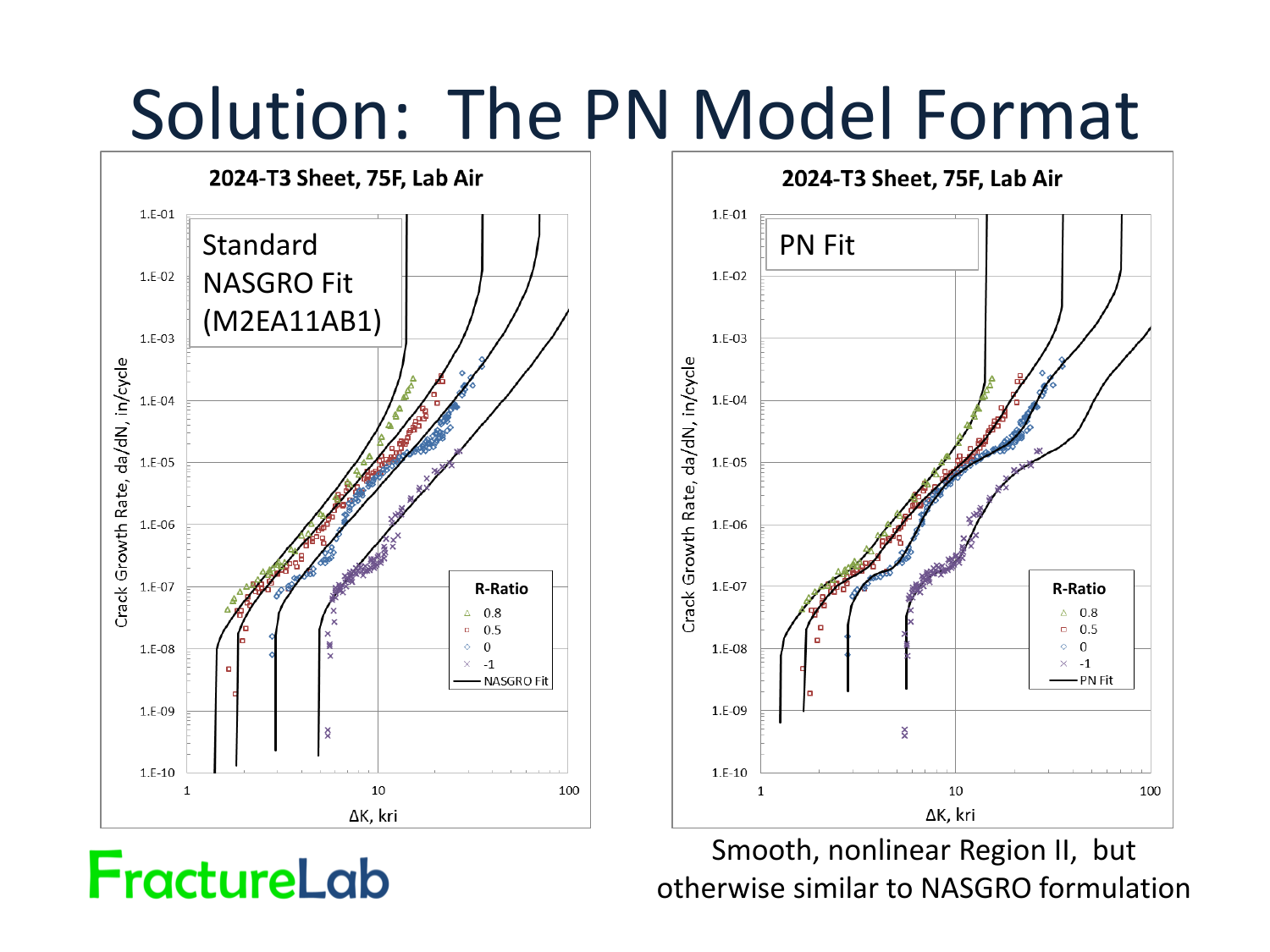# Solution: The PN Model Format

**2024-T3 Sheet, 75F, Lab Air**

Standard NASGRO Fit (M2EA11AB1)

Crack Growth Rate, da/dN, in/cycle

ΔK, kri

R-Ratio: 0.8, 0.5, 0, -1, NASGRO Fit

**2024-T3 Sheet, 75F, Lab Air**

PN Fit

Crack Growth Rate, da/dN, in/cycle

ΔK, kri

R-Ratio: 0.8, 0.5, 0, -1, PN Fit

Smooth, nonlinear Region II, but otherwise similar to NASGRO formulation

FractureLab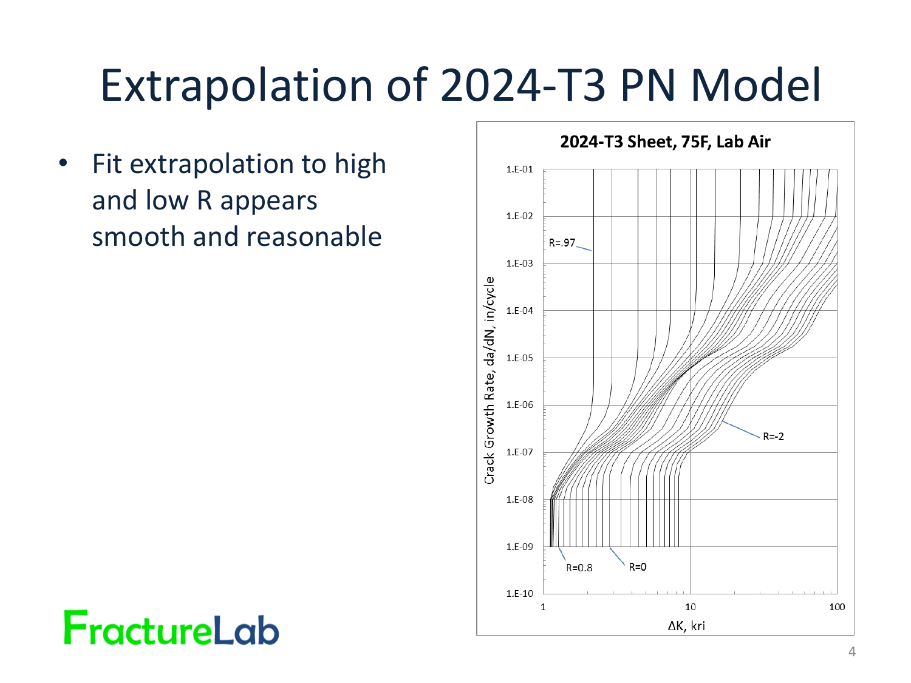# Extrapolation of 2024-T3 PN Model

- Fit extrapolation to high and low R appears smooth and reasonable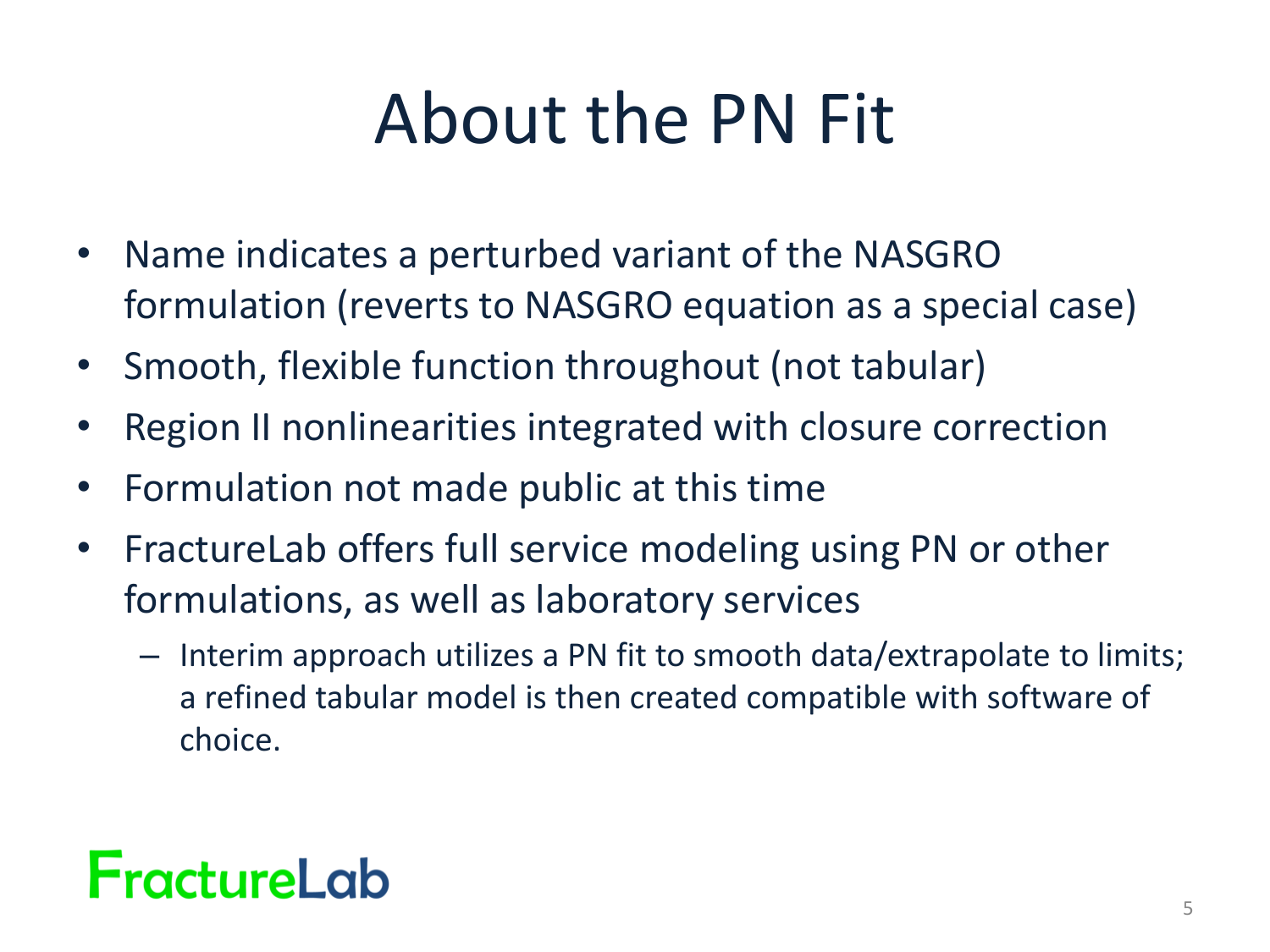# About the PN Fit

- Name indicates a perturbed variant of the NASGRO formulation (reverts to NASGRO equation as a special case)
- Smooth, flexible function throughout (not tabular)
- Region II nonlinearities integrated with closure correction
- Formulation not made public at this time
- FractureLab offers full service modeling using PN or other formulations, as well as laboratory services
  - Interim approach utilizes a PN fit to smooth data/extrapolate to limits; a refined tabular model is then created compatible with software of choice.

FractureLab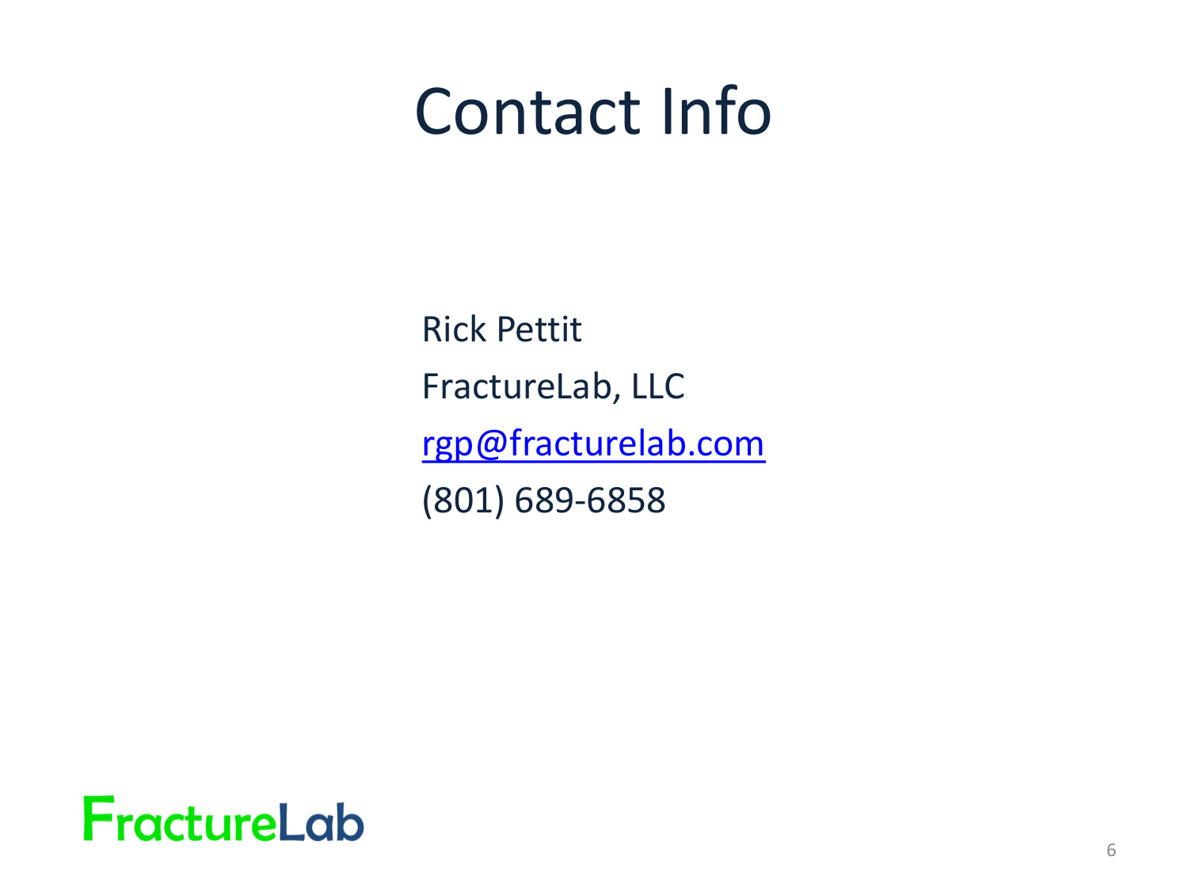# Contact Info

Rick Pettit

FractureLab, LLC

rgp@fracturelab.com

(801) 689-6858

FractureLab